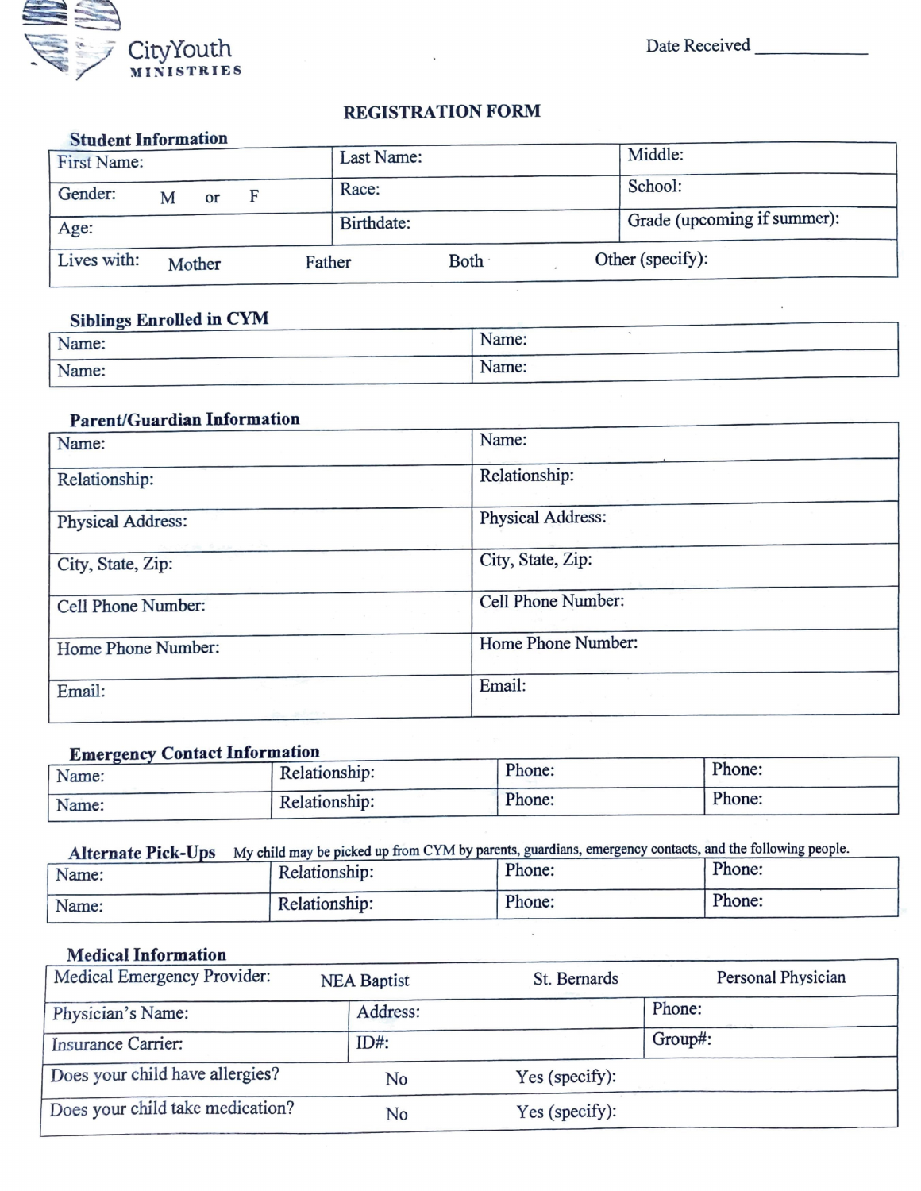CityYouth MINISTRIES

Date Received ____________

# REGISTRATION FORM

## Student Information

| First Name: | Last Name: | Middle: |
|---|---|---|
| Gender: M or F | Race: | School: |
| Age: | Birthdate: | Grade (upcoming if summer): |
| Lives with: Mother Father Both Other (specify): | | |

## Siblings Enrolled in CYM

| Name: | Name: |
|---|---|
| Name: | Name: |

## Parent/Guardian Information

| Name: | Name: |
|---|---|
| Relationship: | Relationship: |
| Physical Address: | Physical Address: |
| City, State, Zip: | City, State, Zip: |
| Cell Phone Number: | Cell Phone Number: |
| Home Phone Number: | Home Phone Number: |
| Email: | Email: |

## Emergency Contact Information

| Name: | Relationship: | Phone: | Phone: |
|---|---|---|---|
| Name: | Relationship: | Phone: | Phone: |

## Alternate Pick-Ups

My child may be picked up from CYM by parents, guardians, emergency contacts, and the following people.

| Name: | Relationship: | Phone: | Phone: |
|---|---|---|---|
| Name: | Relationship: | Phone: | Phone: |

## Medical Information

| Medical Emergency Provider: NEA Baptist St. Bernards Personal Physician | | |
|---|---|---|
| Physician's Name: | Address: | Phone: |
| Insurance Carrier: | ID#: | Group#: |
| Does your child have allergies? | No | Yes (specify): |
| Does your child take medication? | No | Yes (specify): |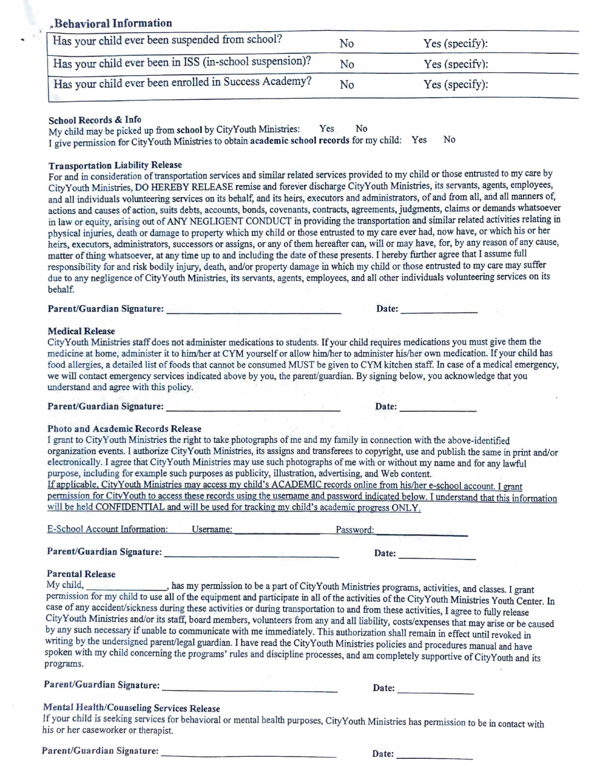## Behavioral Information

| | | |
|---|---|---|
| Has your child ever been suspended from school? | No | Yes (specify): |
| Has your child ever been in ISS (in-school suspension)? | No | Yes (specify): |
| Has your child ever been enrolled in Success Academy? | No | Yes (specify): |

**School Records & Info**

My child may be picked up from **school** by CityYouth Ministries: Yes No

I give permission for CityYouth Ministries to obtain **academic school records** for my child: Yes No

**Transportation Liability Release**

For and in consideration of transportation services and similar related services provided to my child or those entrusted to my care by CityYouth Ministries, DO HEREBY RELEASE remise and forever discharge CityYouth Ministries, its servants, agents, employees, and all individuals volunteering services on its behalf, and its heirs, executors and administrators, of and from all, and all manners of, actions and causes of action, suits debts, accounts, bonds, covenants, contracts, agreements, judgments, claims or demands whatsoever in law or equity, arising out of ANY NEGLIGENT CONDUCT in providing the transportation and similar related activities relating in physical injuries, death or damage to property which my child or those entrusted to my care ever had, now have, or which his or her heirs, executors, administrators, successors or assigns, or any of them hereafter can, will or may have, for, by any reason of any cause, matter of thing whatsoever, at any time up to and including the date of these presents. I hereby further agree that I assume full responsibility for and risk bodily injury, death, and/or property damage in which my child or those entrusted to my care may suffer due to any negligence of CityYouth Ministries, its servants, agents, employees, and all other individuals volunteering services on its behalf.

**Parent/Guardian Signature:** ______________________________ **Date:** ______________

**Medical Release**

CityYouth Ministries staff does not administer medications to students. If your child requires medications you must give them the medicine at home, administer it to him/her at CYM yourself or allow him/her to administer his/her own medication. If your child has food allergies, a detailed list of foods that cannot be consumed MUST be given to CYM kitchen staff. In case of a medical emergency, we will contact emergency services indicated above by you, the parent/guardian. By signing below, you acknowledge that you understand and agree with this policy.

**Parent/Guardian Signature:** ______________________________ **Date:** ______________

**Photo and Academic Records Release**

I grant to CityYouth Ministries the right to take photographs of me and my family in connection with the above-identified organization events. I authorize CityYouth Ministries, its assigns and transferees to copyright, use and publish the same in print and/or electronically. I agree that CityYouth Ministries may use such photographs of me with or without my name and for any lawful purpose, including for example such purposes as publicity, illustration, advertising, and Web content.

If applicable, CityYouth Ministries may access my child's ACADEMIC records online from his/her e-school account. I grant permission for CityYouth to access these records using the username and password indicated below. I understand that this information will be held CONFIDENTIAL and will be used for tracking my child's academic progress ONLY.

E-School Account Information: Username: ______________ Password: ______________

**Parent/Guardian Signature:** ______________________________ **Date:** ______________

**Parental Release**

My child, ______________, has my permission to be a part of CityYouth Ministries programs, activities, and classes. I grant permission for my child to use all of the equipment and participate in all of the activities of the CityYouth Ministries Youth Center. In case of any accident/sickness during these activities or during transportation to and from these activities, I agree to fully release CityYouth Ministries and/or its staff, board members, volunteers from any and all liability, costs/expenses that may arise or be caused by any such necessary if unable to communicate with me immediately. This authorization shall remain in effect until revoked in writing by the undersigned parent/legal guardian. I have read the CityYouth Ministries policies and procedures manual and have spoken with my child concerning the programs' rules and discipline processes, and am completely supportive of CityYouth and its programs.

**Parent/Guardian Signature:** ______________________________ **Date:** ______________

**Mental Health/Counseling Services Release**

If your child is seeking services for behavioral or mental health purposes, CityYouth Ministries has permission to be in contact with his or her caseworker or therapist.

**Parent/Guardian Signature:** ______________________________ **Date:** ______________